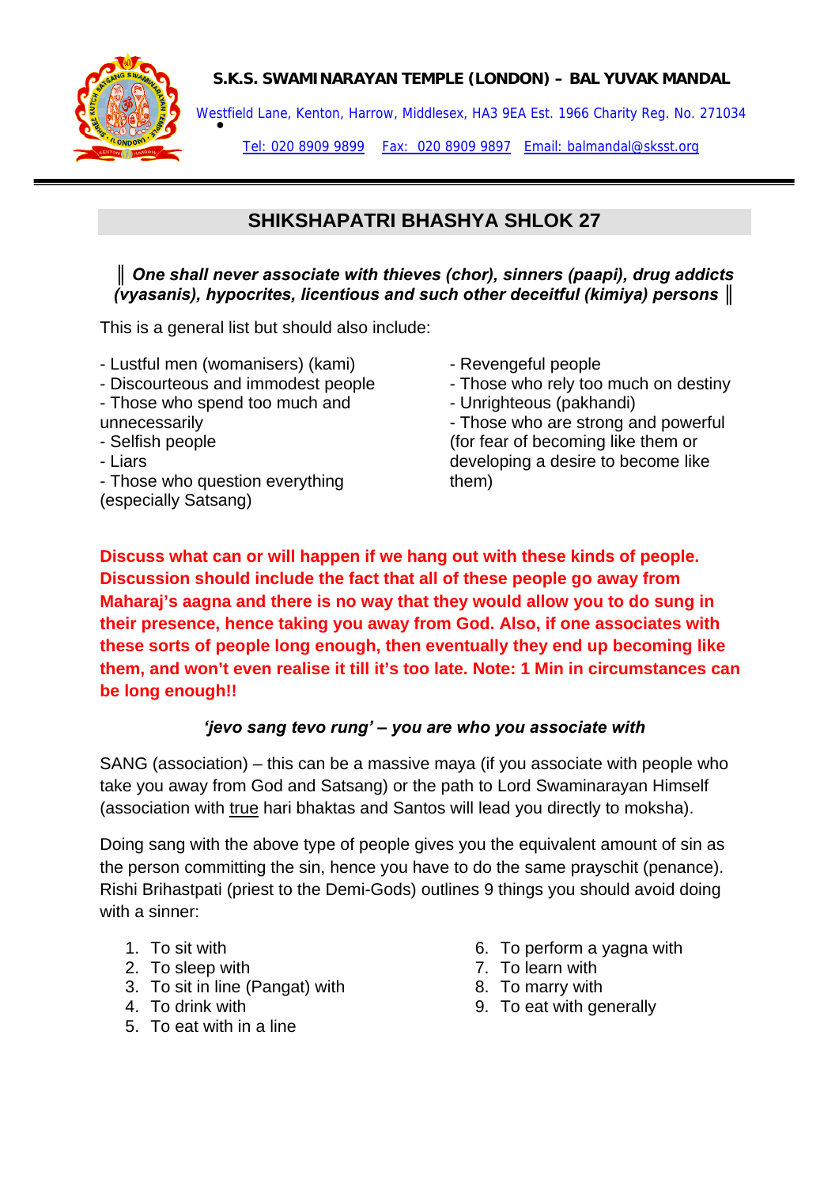**S.K.S. SWAMINARAYAN TEMPLE (LONDON) – BAL YUVAK MANDAL**

Westfield Lane, Kenton, Harrow, Middlesex, HA3 9EA Est. 1966 Charity Reg. No. 271034

Tel: 020 8909 9899 Fax: 020 8909 9897 Email: balmandal@sksst.org

---

## SHIKSHAPATRI BHASHYA SHLOK 27

║ ***One shall never associate with thieves (chor), sinners (paapi), drug addicts (vyasanis), hypocrites, licentious and such other deceitful (kimiya) persons*** ║

This is a general list but should also include:

- Lustful men (womanisers) (kami)
- Discourteous and immodest people
- Those who spend too much and unnecessarily
- Selfish people
- Liars
- Those who question everything (especially Satsang)
- Revengeful people
- Those who rely too much on destiny
- Unrighteous (pakhandi)
- Those who are strong and powerful (for fear of becoming like them or developing a desire to become like them)

**Discuss what can or will happen if we hang out with these kinds of people. Discussion should include the fact that all of these people go away from Maharaj's aagna and there is no way that they would allow you to do sung in their presence, hence taking you away from God. Also, if one associates with these sorts of people long enough, then eventually they end up becoming like them, and won't even realise it till it's too late. Note: 1 Min in circumstances can be long enough!!**

***'jevo sang tevo rung' – you are who you associate with***

SANG (association) – this can be a massive maya (if you associate with people who take you away from God and Satsang) or the path to Lord Swaminarayan Himself (association with <u>true</u> hari bhaktas and Santos will lead you directly to moksha).

Doing sang with the above type of people gives you the equivalent amount of sin as the person committing the sin, hence you have to do the same prayschit (penance). Rishi Brihastpati (priest to the Demi-Gods) outlines 9 things you should avoid doing with a sinner:

1. To sit with
2. To sleep with
3. To sit in line (Pangat) with
4. To drink with
5. To eat with in a line
6. To perform a yagna with
7. To learn with
8. To marry with
9. To eat with generally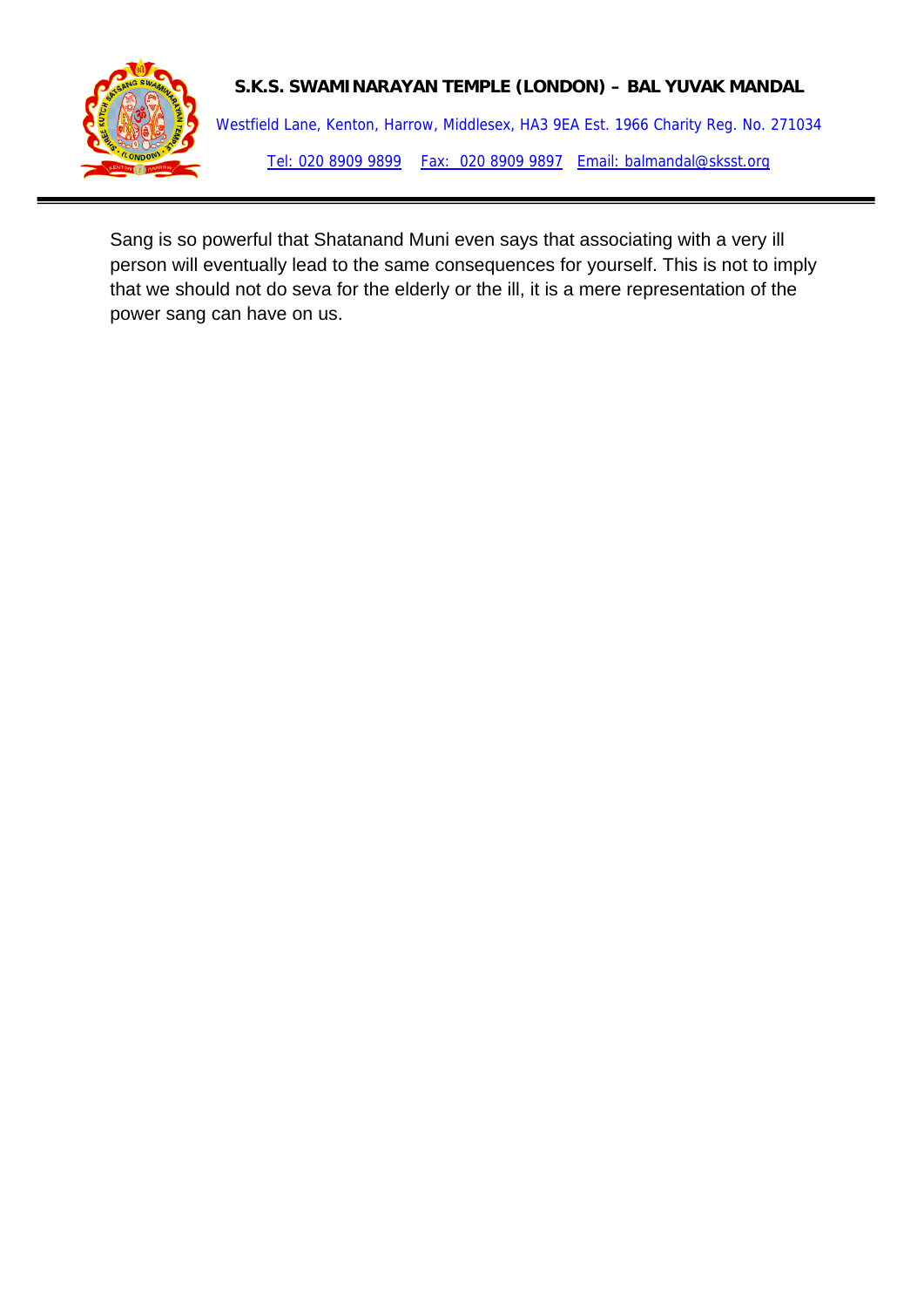Sang is so powerful that Shatanand Muni even says that associating with a very ill person will eventually lead to the same consequences for yourself. This is not to imply that we should not do seva for the elderly or the ill, it is a mere representation of the power sang can have on us.